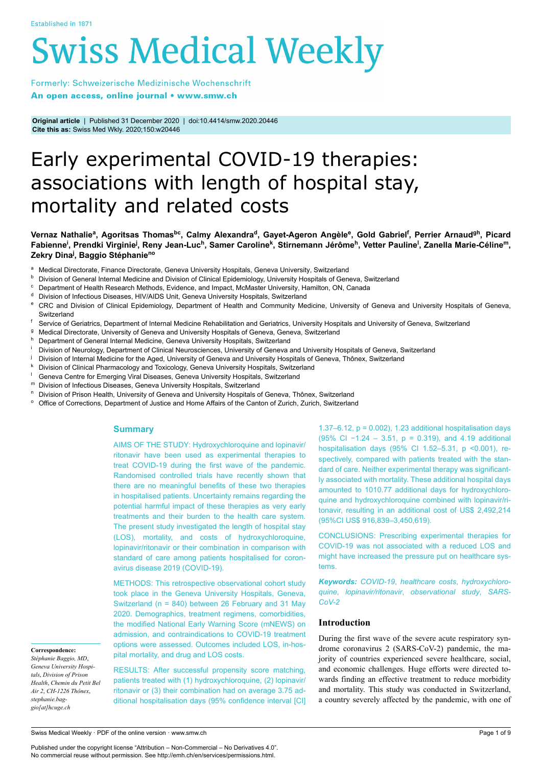Original article | Published 31 December 2020 | doi:10.4414/smw.2020.20446
**Cite this as:** Swiss Med Wkly. 2020;150:w20446

# Early experimental COVID-19 therapies: associations with length of hospital stay, mortality and related costs

**Vernaz Nathalie[a], Agoritsas Thomas[bc], Calmy Alexandra[d], Gayet-Ageron Angèle[e], Gold Gabriel[f], Perrier Arnaud[gh], Picard Fabienne[i], Prendki Virginie[j], Reny Jean-Luc[h], Samer Caroline[k], Stirnemann Jérôme[h], Vetter Pauline[l], Zanella Marie-Céline[m], Zekry Dina[j], Baggio Stéphanie[no]**

[a] Medical Directorate, Finance Directorate, Geneva University Hospitals, Geneva University, Switzerland
[b] Division of General Internal Medicine and Division of Clinical Epidemiology, University Hospitals of Geneva, Switzerland
[c] Department of Health Research Methods, Evidence, and Impact, McMaster University, Hamilton, ON, Canada
[d] Division of Infectious Diseases, HIV/AIDS Unit, Geneva University Hospitals, Switzerland
[e] CRC and Division of Clinical Epidemiology, Department of Health and Community Medicine, University of Geneva and University Hospitals of Geneva, Switzerland
[f] Service of Geriatrics, Department of Internal Medicine Rehabilitation and Geriatrics, University Hospitals and University of Geneva, Switzerland
[g] Medical Directorate, University of Geneva and University Hospitals of Geneva, Geneva, Switzerland
[h] Department of General Internal Medicine, Geneva University Hospitals, Switzerland
[i] Division of Neurology, Department of Clinical Neurosciences, University of Geneva and University Hospitals of Geneva, Switzerland
[j] Division of Internal Medicine for the Aged, University of Geneva and University Hospitals of Geneva, Thônex, Switzerland
[k] Division of Clinical Pharmacology and Toxicology, Geneva University Hospitals, Switzerland
[l] Geneva Centre for Emerging Viral Diseases, Geneva University Hospitals, Switzerland
[m] Division of Infectious Diseases, Geneva University Hospitals, Switzerland
[n] Division of Prison Health, University of Geneva and University Hospitals of Geneva, Thônex, Switzerland
[o] Office of Corrections, Department of Justice and Home Affairs of the Canton of Zurich, Zurich, Switzerland

## Summary

AIMS OF THE STUDY: Hydroxychloroquine and lopinavir/ritonavir have been used as experimental therapies to treat COVID-19 during the first wave of the pandemic. Randomised controlled trials have recently shown that there are no meaningful benefits of these two therapies in hospitalised patients. Uncertainty remains regarding the potential harmful impact of these therapies as very early treatments and their burden to the health care system. The present study investigated the length of hospital stay (LOS), mortality, and costs of hydroxychloroquine, lopinavir/ritonavir or their combination in comparison with standard of care among patients hospitalised for coronavirus disease 2019 (COVID-19).

METHODS: This retrospective observational cohort study took place in the Geneva University Hospitals, Geneva, Switzerland (n = 840) between 26 February and 31 May 2020. Demographics, treatment regimens, comorbidities, the modified National Early Warning Score (mNEWS) on admission, and contraindications to COVID-19 treatment options were assessed. Outcomes included LOS, in-hospital mortality, and drug and LOS costs.

RESULTS: After successful propensity score matching, patients treated with (1) hydroxychloroquine, (2) lopinavir/ritonavir or (3) their combination had on average 3.75 additional hospitalisation days (95% confidence interval [CI] 1.37–6.12, p = 0.002), 1.23 additional hospitalisation days (95% CI −1.24 – 3.51, p = 0.319), and 4.19 additional hospitalisation days (95% CI 1.52–5.31, p <0.001), respectively, compared with patients treated with the standard of care. Neither experimental therapy was significantly associated with mortality. These additional hospital days amounted to 1010.77 additional days for hydroxychloroquine and hydroxychloroquine combined with lopinavir/ritonavir, resulting in an additional cost of US$ 2,492,214 (95%CI US$ 916,839–3,450,619).

CONCLUSIONS: Prescribing experimental therapies for COVID-19 was not associated with a reduced LOS and might have increased the pressure put on healthcare systems.

***Keywords:*** *COVID-19*, *healthcare costs*, *hydroxychloroquine*, *lopinavir/ritonavir*, *observational study*, *SARS-CoV-2*

**Correspondence:**
*Stéphanie Baggio, MD, Geneva University Hospitals, Division of Prison Health, Chemin du Petit Bel Air 2, CH-1226 Thônex, stephanie.baggio[at]hcuge.ch*

## Introduction

During the first wave of the severe acute respiratory syndrome coronavirus 2 (SARS-CoV-2) pandemic, the majority of countries experienced severe healthcare, social, and economic challenges. Huge efforts were directed towards finding an effective treatment to reduce morbidity and mortality. This study was conducted in Switzerland, a country severely affected by the pandemic, with one of

Published under the copyright license "Attribution – Non-Commercial – No Derivatives 4.0". No commercial reuse without permission. See http://emh.ch/en/services/permissions.html.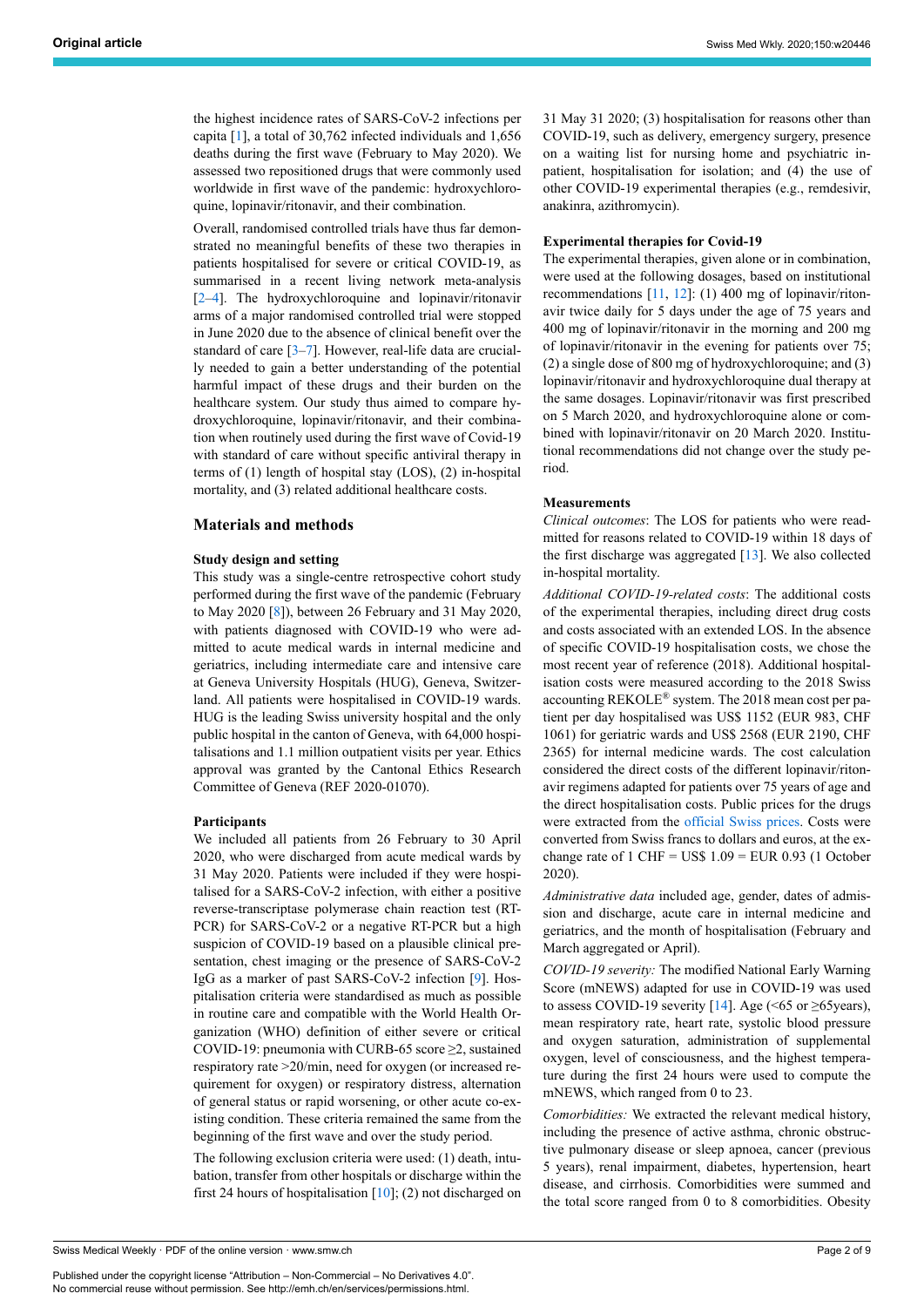the highest incidence rates of SARS-CoV-2 infections per capita [1], a total of 30,762 infected individuals and 1,656 deaths during the first wave (February to May 2020). We assessed two repositioned drugs that were commonly used worldwide in first wave of the pandemic: hydroxychloroquine, lopinavir/ritonavir, and their combination.

Overall, randomised controlled trials have thus far demonstrated no meaningful benefits of these two therapies in patients hospitalised for severe or critical COVID-19, as summarised in a recent living network meta-analysis [2–4]. The hydroxychloroquine and lopinavir/ritonavir arms of a major randomised controlled trial were stopped in June 2020 due to the absence of clinical benefit over the standard of care [3–7]. However, real-life data are crucially needed to gain a better understanding of the potential harmful impact of these drugs and their burden on the healthcare system. Our study thus aimed to compare hydroxychloroquine, lopinavir/ritonavir, and their combination when routinely used during the first wave of Covid-19 with standard of care without specific antiviral therapy in terms of (1) length of hospital stay (LOS), (2) in-hospital mortality, and (3) related additional healthcare costs.

## Materials and methods

### Study design and setting

This study was a single-centre retrospective cohort study performed during the first wave of the pandemic (February to May 2020 [8]), between 26 February and 31 May 2020, with patients diagnosed with COVID-19 who were admitted to acute medical wards in internal medicine and geriatrics, including intermediate care and intensive care at Geneva University Hospitals (HUG), Geneva, Switzerland. All patients were hospitalised in COVID-19 wards. HUG is the leading Swiss university hospital and the only public hospital in the canton of Geneva, with 64,000 hospitalisations and 1.1 million outpatient visits per year. Ethics approval was granted by the Cantonal Ethics Research Committee of Geneva (REF 2020-01070).

### Participants

We included all patients from 26 February to 30 April 2020, who were discharged from acute medical wards by 31 May 2020. Patients were included if they were hospitalised for a SARS-CoV-2 infection, with either a positive reverse-transcriptase polymerase chain reaction test (RT-PCR) for SARS-CoV-2 or a negative RT-PCR but a high suspicion of COVID-19 based on a plausible clinical presentation, chest imaging or the presence of SARS-CoV-2 IgG as a marker of past SARS-CoV-2 infection [9]. Hospitalisation criteria were standardised as much as possible in routine care and compatible with the World Health Organization (WHO) definition of either severe or critical COVID-19: pneumonia with CURB-65 score ≥2, sustained respiratory rate >20/min, need for oxygen (or increased requirement for oxygen) or respiratory distress, alternation of general status or rapid worsening, or other acute co-existing condition. These criteria remained the same from the beginning of the first wave and over the study period.

The following exclusion criteria were used: (1) death, intubation, transfer from other hospitals or discharge within the first 24 hours of hospitalisation [10]; (2) not discharged on 31 May 31 2020; (3) hospitalisation for reasons other than COVID-19, such as delivery, emergency surgery, presence on a waiting list for nursing home and psychiatric inpatient, hospitalisation for isolation; and (4) the use of other COVID-19 experimental therapies (e.g., remdesivir, anakinra, azithromycin).

### Experimental therapies for Covid-19

The experimental therapies, given alone or in combination, were used at the following dosages, based on institutional recommendations [11, 12]: (1) 400 mg of lopinavir/ritonavir twice daily for 5 days under the age of 75 years and 400 mg of lopinavir/ritonavir in the morning and 200 mg of lopinavir/ritonavir in the evening for patients over 75; (2) a single dose of 800 mg of hydroxychloroquine; and (3) lopinavir/ritonavir and hydroxychloroquine dual therapy at the same dosages. Lopinavir/ritonavir was first prescribed on 5 March 2020, and hydroxychloroquine alone or combined with lopinavir/ritonavir on 20 March 2020. Institutional recommendations did not change over the study period.

### Measurements

*Clinical outcomes*: The LOS for patients who were readmitted for reasons related to COVID-19 within 18 days of the first discharge was aggregated [13]. We also collected in-hospital mortality.

*Additional COVID-19-related costs*: The additional costs of the experimental therapies, including direct drug costs and costs associated with an extended LOS. In the absence of specific COVID-19 hospitalisation costs, we chose the most recent year of reference (2018). Additional hospitalisation costs were measured according to the 2018 Swiss accounting REKOLE® system. The 2018 mean cost per patient per day hospitalised was US$ 1152 (EUR 983, CHF 1061) for geriatric wards and US$ 2568 (EUR 2190, CHF 2365) for internal medicine wards. The cost calculation considered the direct costs of the different lopinavir/ritonavir regimens adapted for patients over 75 years of age and the direct hospitalisation costs. Public prices for the drugs were extracted from the official Swiss prices. Costs were converted from Swiss francs to dollars and euros, at the exchange rate of 1 CHF = US$ 1.09 = EUR 0.93 (1 October 2020).

*Administrative data* included age, gender, dates of admission and discharge, acute care in internal medicine and geriatrics, and the month of hospitalisation (February and March aggregated or April).

*COVID-19 severity:* The modified National Early Warning Score (mNEWS) adapted for use in COVID-19 was used to assess COVID-19 severity [14]. Age (<65 or ≥65years), mean respiratory rate, heart rate, systolic blood pressure and oxygen saturation, administration of supplemental oxygen, level of consciousness, and the highest temperature during the first 24 hours were used to compute the mNEWS, which ranged from 0 to 23.

*Comorbidities:* We extracted the relevant medical history, including the presence of active asthma, chronic obstructive pulmonary disease or sleep apnoea, cancer (previous 5 years), renal impairment, diabetes, hypertension, heart disease, and cirrhosis. Comorbidities were summed and the total score ranged from 0 to 8 comorbidities. Obesity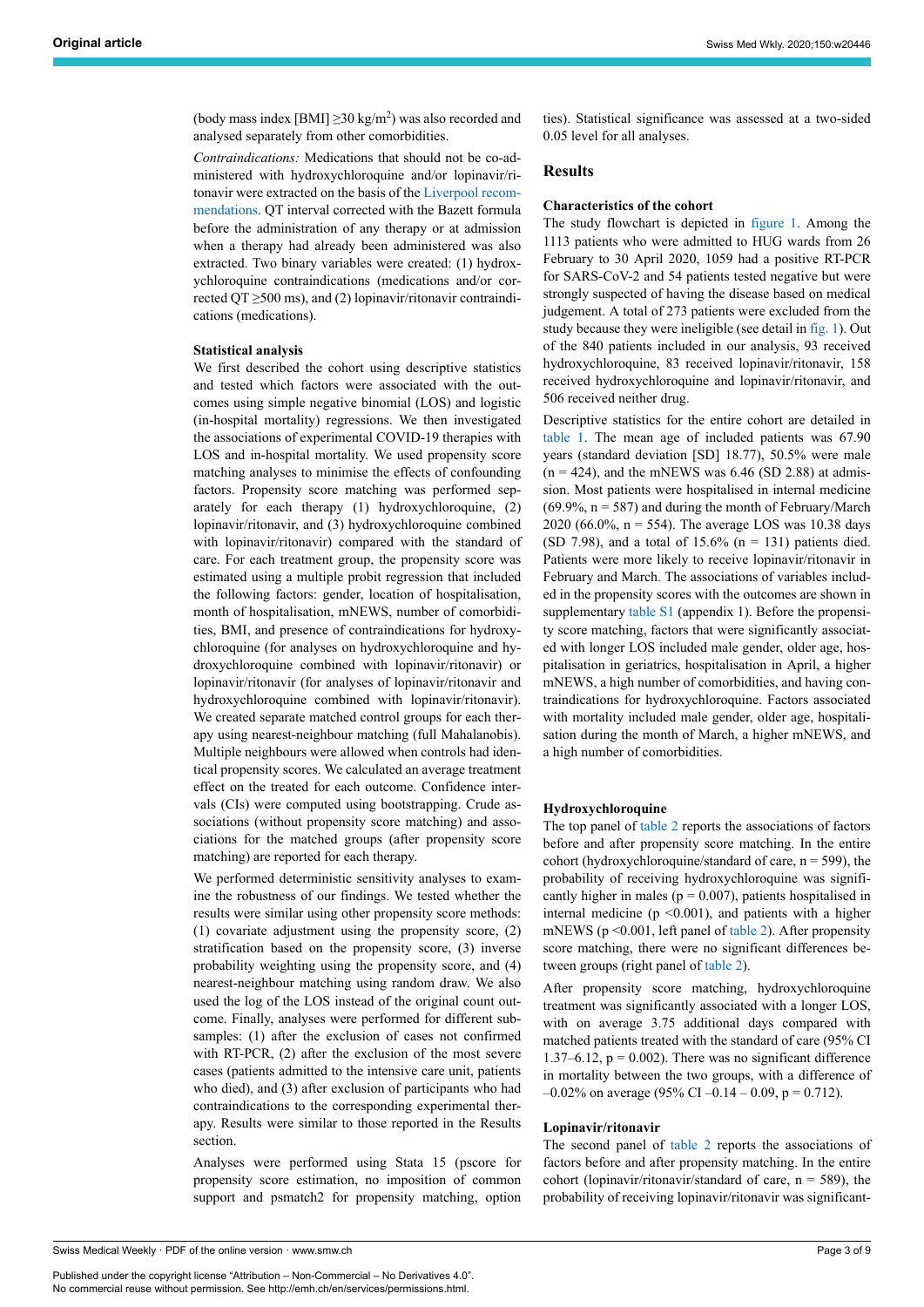(body mass index [BMI] ≥30 kg/m$^2$) was also recorded and analysed separately from other comorbidities.

*Contraindications:* Medications that should not be co-administered with hydroxychloroquine and/or lopinavir/ritonavir were extracted on the basis of the Liverpool recommendations. QT interval corrected with the Bazett formula before the administration of any therapy or at admission when a therapy had already been administered was also extracted. Two binary variables were created: (1) hydroxychloroquine contraindications (medications and/or corrected QT ≥500 ms), and (2) lopinavir/ritonavir contraindications (medications).

### Statistical analysis

We first described the cohort using descriptive statistics and tested which factors were associated with the outcomes using simple negative binomial (LOS) and logistic (in-hospital mortality) regressions. We then investigated the associations of experimental COVID-19 therapies with LOS and in-hospital mortality. We used propensity score matching analyses to minimise the effects of confounding factors. Propensity score matching was performed separately for each therapy (1) hydroxychloroquine, (2) lopinavir/ritonavir, and (3) hydroxychloroquine combined with lopinavir/ritonavir) compared with the standard of care. For each treatment group, the propensity score was estimated using a multiple probit regression that included the following factors: gender, location of hospitalisation, month of hospitalisation, mNEWS, number of comorbidities, BMI, and presence of contraindications for hydroxychloroquine (for analyses on hydroxychloroquine and hydroxychloroquine combined with lopinavir/ritonavir) or lopinavir/ritonavir (for analyses of lopinavir/ritonavir and hydroxychloroquine combined with lopinavir/ritonavir). We created separate matched control groups for each therapy using nearest-neighbour matching (full Mahalanobis). Multiple neighbours were allowed when controls had identical propensity scores. We calculated an average treatment effect on the treated for each outcome. Confidence intervals (CIs) were computed using bootstrapping. Crude associations (without propensity score matching) and associations for the matched groups (after propensity score matching) are reported for each therapy.

We performed deterministic sensitivity analyses to examine the robustness of our findings. We tested whether the results were similar using other propensity score methods: (1) covariate adjustment using the propensity score, (2) stratification based on the propensity score, (3) inverse probability weighting using the propensity score, and (4) nearest-neighbour matching using random draw. We also used the log of the LOS instead of the original count outcome. Finally, analyses were performed for different subsamples: (1) after the exclusion of cases not confirmed with RT-PCR, (2) after the exclusion of the most severe cases (patients admitted to the intensive care unit, patients who died), and (3) after exclusion of participants who had contraindications to the corresponding experimental therapy. Results were similar to those reported in the Results section.

Analyses were performed using Stata 15 (pscore for propensity score estimation, no imposition of common support and psmatch2 for propensity matching, option ties). Statistical significance was assessed at a two-sided 0.05 level for all analyses.

## Results

### Characteristics of the cohort

The study flowchart is depicted in figure 1. Among the 1113 patients who were admitted to HUG wards from 26 February to 30 April 2020, 1059 had a positive RT-PCR for SARS-CoV-2 and 54 patients tested negative but were strongly suspected of having the disease based on medical judgement. A total of 273 patients were excluded from the study because they were ineligible (see detail in fig. 1). Out of the 840 patients included in our analysis, 93 received hydroxychloroquine, 83 received lopinavir/ritonavir, 158 received hydroxychloroquine and lopinavir/ritonavir, and 506 received neither drug.

Descriptive statistics for the entire cohort are detailed in table 1. The mean age of included patients was 67.90 years (standard deviation [SD] 18.77), 50.5% were male (n = 424), and the mNEWS was 6.46 (SD 2.88) at admission. Most patients were hospitalised in internal medicine (69.9%, n = 587) and during the month of February/March 2020 (66.0%, n = 554). The average LOS was 10.38 days (SD 7.98), and a total of 15.6% (n = 131) patients died. Patients were more likely to receive lopinavir/ritonavir in February and March. The associations of variables included in the propensity scores with the outcomes are shown in supplementary table S1 (appendix 1). Before the propensity score matching, factors that were significantly associated with longer LOS included male gender, older age, hospitalisation in geriatrics, hospitalisation in April, a higher mNEWS, a high number of comorbidities, and having contraindications for hydroxychloroquine. Factors associated with mortality included male gender, older age, hospitalisation during the month of March, a higher mNEWS, and a high number of comorbidities.

### Hydroxychloroquine

The top panel of table 2 reports the associations of factors before and after propensity score matching. In the entire cohort (hydroxychloroquine/standard of care, n = 599), the probability of receiving hydroxychloroquine was significantly higher in males (p = 0.007), patients hospitalised in internal medicine (p <0.001), and patients with a higher mNEWS (p <0.001, left panel of table 2). After propensity score matching, there were no significant differences between groups (right panel of table 2).

After propensity score matching, hydroxychloroquine treatment was significantly associated with a longer LOS, with on average 3.75 additional days compared with matched patients treated with the standard of care (95% CI 1.37–6.12, p = 0.002). There was no significant difference in mortality between the two groups, with a difference of –0.02% on average (95% CI –0.14 – 0.09, p = 0.712).

### Lopinavir/ritonavir

The second panel of table 2 reports the associations of factors before and after propensity matching. In the entire cohort (lopinavir/ritonavir/standard of care, n = 589), the probability of receiving lopinavir/ritonavir was significant-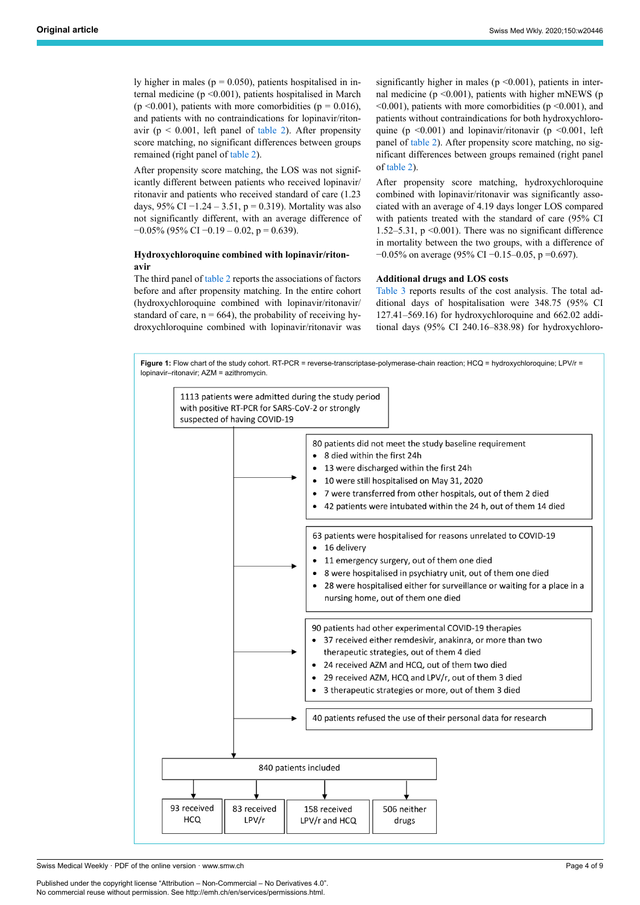ly higher in males ($p = 0.050$), patients hospitalised in internal medicine ($p < 0.001$), patients hospitalised in March ($p < 0.001$), patients with more comorbidities ($p = 0.016$), and patients with no contraindications for lopinavir/ritonavir ($p < 0.001$, left panel of table 2). After propensity score matching, no significant differences between groups remained (right panel of table 2).

After propensity score matching, the LOS was not significantly different between patients who received lopinavir/ritonavir and patients who received standard of care (1.23 days, 95% CI −1.24 – 3.51, $p = 0.319$). Mortality was also not significantly different, with an average difference of −0.05% (95% CI −0.19 – 0.02, $p = 0.639$).

### Hydroxychloroquine combined with lopinavir/ritonavir

The third panel of table 2 reports the associations of factors before and after propensity matching. In the entire cohort (hydroxychloroquine combined with lopinavir/ritonavir/standard of care, n = 664), the probability of receiving hydroxychloroquine combined with lopinavir/ritonavir was significantly higher in males ($p < 0.001$), patients in internal medicine ($p < 0.001$), patients with higher mNEWS ($p < 0.001$), patients with more comorbidities ($p < 0.001$), and patients without contraindications for both hydroxychloroquine ($p < 0.001$) and lopinavir/ritonavir ($p < 0.001$, left panel of table 2). After propensity score matching, no significant differences between groups remained (right panel of table 2).

After propensity score matching, hydroxychloroquine combined with lopinavir/ritonavir was significantly associated with an average of 4.19 days longer LOS compared with patients treated with the standard of care (95% CI 1.52–5.31, $p < 0.001$). There was no significant difference in mortality between the two groups, with a difference of −0.05% on average (95% CI −0.15–0.05, $p = 0.697$).

### Additional drugs and LOS costs

Table 3 reports results of the cost analysis. The total additional days of hospitalisation were 348.75 (95% CI 127.41–569.16) for hydroxychloroquine and 662.02 additional days (95% CI 240.16–838.98) for hydroxychloro-

**Figure 1:** Flow chart of the study cohort. RT-PCR = reverse-transcriptase-polymerase-chain reaction; HCQ = hydroxychloroquine; LPV/r = lopinavir–ritonavir; AZM = azithromycin.

1113 patients were admitted during the study period with positive RT-PCR for SARS-CoV-2 or strongly suspected of having COVID-19

80 patients did not meet the study baseline requirement
- 8 died within the first 24h
- 13 were discharged within the first 24h
- 10 were still hospitalised on May 31, 2020
- 7 were transferred from other hospitals, out of them 2 died
- 42 patients were intubated within the 24 h, out of them 14 died

63 patients were hospitalised for reasons unrelated to COVID-19
- 16 delivery
- 11 emergency surgery, out of them one died
- 8 were hospitalised in psychiatry unit, out of them one died
- 28 were hospitalised either for surveillance or waiting for a place in a nursing home, out of them one died

90 patients had other experimental COVID-19 therapies
- 37 received either remdesivir, anakinra, or more than two therapeutic strategies, out of them 4 died
- 24 received AZM and HCQ, out of them two died
- 29 received AZM, HCQ and LPV/r, out of them 3 died
- 3 therapeutic strategies or more, out of them 3 died

40 patients refused the use of their personal data for research

840 patients included

93 received HCQ | 83 received LPV/r | 158 received LPV/r and HCQ | 506 neither drugs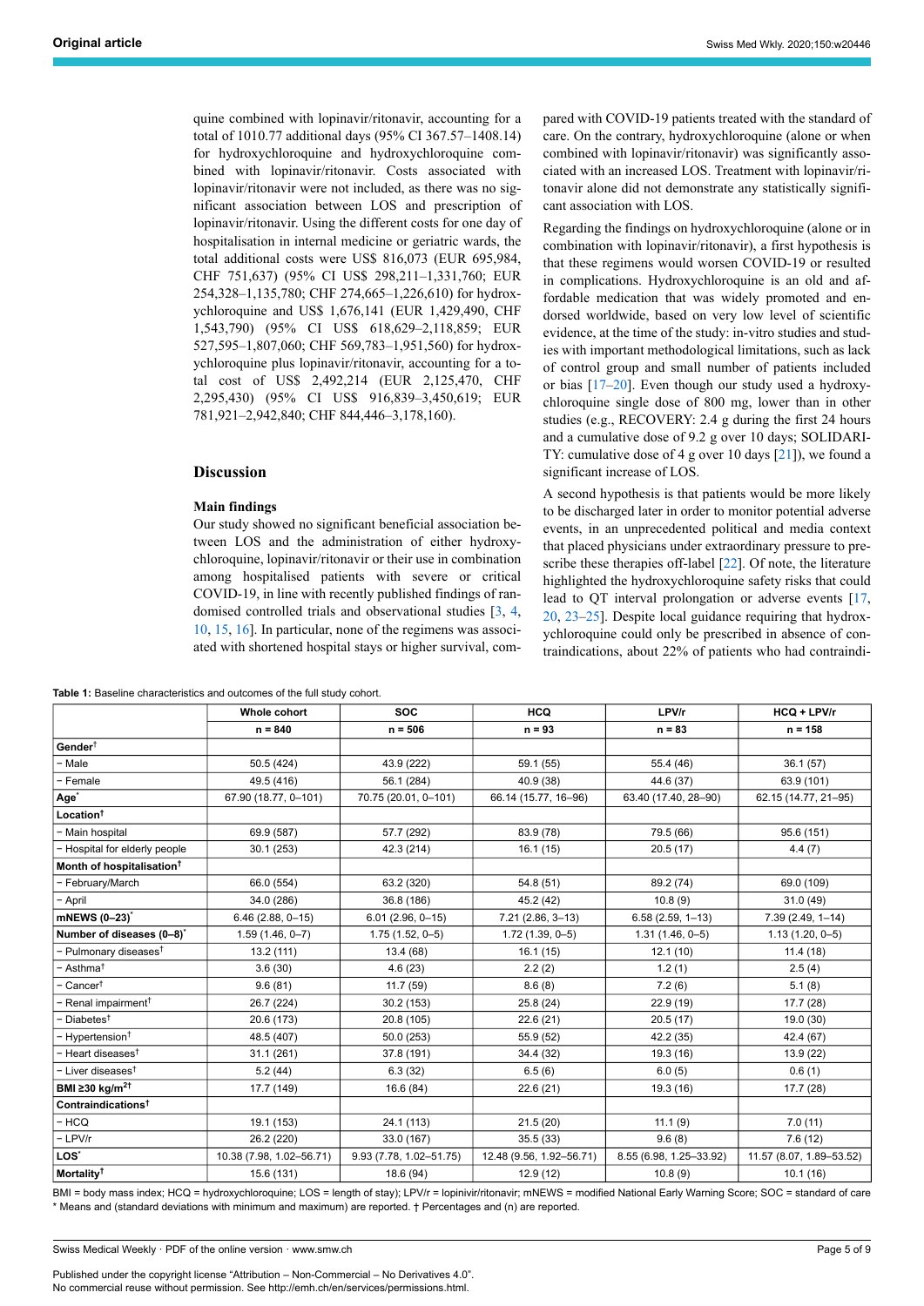quine combined with lopinavir/ritonavir, accounting for a total of 1010.77 additional days (95% CI 367.57–1408.14) for hydroxychloroquine and hydroxychloroquine combined with lopinavir/ritonavir. Costs associated with lopinavir/ritonavir were not included, as there was no significant association between LOS and prescription of lopinavir/ritonavir. Using the different costs for one day of hospitalisation in internal medicine or geriatric wards, the total additional costs were US$ 816,073 (EUR 695,984, CHF 751,637) (95% CI US$ 298,211–1,331,760; EUR 254,328–1,135,780; CHF 274,665–1,226,610) for hydroxychloroquine and US$ 1,676,141 (EUR 1,429,490, CHF 1,543,790) (95% CI US$ 618,629–2,118,859; EUR 527,595–1,807,060; CHF 569,783–1,951,560) for hydroxychloroquine plus lopinavir/ritonavir, accounting for a total cost of US$ 2,492,214 (EUR 2,125,470, CHF 2,295,430) (95% CI US$ 916,839–3,450,619; EUR 781,921–2,942,840; CHF 844,446–3,178,160).

## Discussion

### Main findings

Our study showed no significant beneficial association between LOS and the administration of either hydroxychloroquine, lopinavir/ritonavir or their use in combination among hospitalised patients with severe or critical COVID-19, in line with recently published findings of randomised controlled trials and observational studies [3, 4, 10, 15, 16]. In particular, none of the regimens was associated with shortened hospital stays or higher survival, compared with COVID-19 patients treated with the standard of care. On the contrary, hydroxychloroquine (alone or when combined with lopinavir/ritonavir) was significantly associated with an increased LOS. Treatment with lopinavir/ritonavir alone did not demonstrate any statistically significant association with LOS.

Regarding the findings on hydroxychloroquine (alone or in combination with lopinavir/ritonavir), a first hypothesis is that these regimens would worsen COVID-19 or resulted in complications. Hydroxychloroquine is an old and affordable medication that was widely promoted and endorsed worldwide, based on very low level of scientific evidence, at the time of the study: in-vitro studies and studies with important methodological limitations, such as lack of control group and small number of patients included or bias [17–20]. Even though our study used a hydroxychloroquine single dose of 800 mg, lower than in other studies (e.g., RECOVERY: 2.4 g during the first 24 hours and a cumulative dose of 9.2 g over 10 days; SOLIDARITY: cumulative dose of 4 g over 10 days [21]), we found a significant increase of LOS.

A second hypothesis is that patients would be more likely to be discharged later in order to monitor potential adverse events, in an unprecedented political and media context that placed physicians under extraordinary pressure to prescribe these therapies off-label [22]. Of note, the literature highlighted the hydroxychloroquine safety risks that could lead to QT interval prolongation or adverse events [17, 20, 23–25]. Despite local guidance requiring that hydroxychloroquine could only be prescribed in absence of contraindications, about 22% of patients who had contraindi-

**Table 1:** Baseline characteristics and outcomes of the full study cohort.

| | Whole cohort | SOC | HCQ | LPV/r | HCQ + LPV/r |
|---|---|---|---|---|---|
| | n = 840 | n = 506 | n = 93 | n = 83 | n = 158 |
| **Gender†** | | | | | |
| – Male | 50.5 (424) | 43.9 (222) | 59.1 (55) | 55.4 (46) | 36.1 (57) |
| – Female | 49.5 (416) | 56.1 (284) | 40.9 (38) | 44.6 (37) | 63.9 (101) |
| **Age*** | 67.90 (18.77, 0–101) | 70.75 (20.01, 0–101) | 66.14 (15.77, 16–96) | 63.40 (17.40, 28–90) | 62.15 (14.77, 21–95) |
| **Location†** | | | | | |
| – Main hospital | 69.9 (587) | 57.7 (292) | 83.9 (78) | 79.5 (66) | 95.6 (151) |
| – Hospital for elderly people | 30.1 (253) | 42.3 (214) | 16.1 (15) | 20.5 (17) | 4.4 (7) |
| **Month of hospitalisation†** | | | | | |
| – February/March | 66.0 (554) | 63.2 (320) | 54.8 (51) | 89.2 (74) | 69.0 (109) |
| – April | 34.0 (286) | 36.8 (186) | 45.2 (42) | 10.8 (9) | 31.0 (49) |
| **mNEWS (0–23)*** | 6.46 (2.88, 0–15) | 6.01 (2.96, 0–15) | 7.21 (2.86, 3–13) | 6.58 (2.59, 1–13) | 7.39 (2.49, 1–14) |
| **Number of diseases (0–8)*** | 1.59 (1.46, 0–7) | 1.75 (1.52, 0–5) | 1.72 (1.39, 0–5) | 1.31 (1.46, 0–5) | 1.13 (1.20, 0–5) |
| – Pulmonary diseases† | 13.2 (111) | 13.4 (68) | 16.1 (15) | 12.1 (10) | 11.4 (18) |
| – Asthma† | 3.6 (30) | 4.6 (23) | 2.2 (2) | 1.2 (1) | 2.5 (4) |
| – Cancer† | 9.6 (81) | 11.7 (59) | 8.6 (8) | 7.2 (6) | 5.1 (8) |
| – Renal impairment† | 26.7 (224) | 30.2 (153) | 25.8 (24) | 22.9 (19) | 17.7 (28) |
| – Diabetes† | 20.6 (173) | 20.8 (105) | 22.6 (21) | 20.5 (17) | 19.0 (30) |
| – Hypertension† | 48.5 (407) | 50.0 (253) | 55.9 (52) | 42.2 (35) | 42.4 (67) |
| – Heart diseases† | 31.1 (261) | 37.8 (191) | 34.4 (32) | 19.3 (16) | 13.9 (22) |
| – Liver diseases† | 5.2 (44) | 6.3 (32) | 6.5 (6) | 6.0 (5) | 0.6 (1) |
| **BMI ≥30 kg/m$^2$†** | 17.7 (149) | 16.6 (84) | 22.6 (21) | 19.3 (16) | 17.7 (28) |
| **Contraindications†** | | | | | |
| – HCQ | 19.1 (153) | 24.1 (113) | 21.5 (20) | 11.1 (9) | 7.0 (11) |
| – LPV/r | 26.2 (220) | 33.0 (167) | 35.5 (33) | 9.6 (8) | 7.6 (12) |
| **LOS*** | 10.38 (7.98, 1.02–56.71) | 9.93 (7.78, 1.02–51.75) | 12.48 (9.56, 1.92–56.71) | 8.55 (6.98, 1.25–33.92) | 11.57 (8.07, 1.89–53.52) |
| **Mortality†** | 15.6 (131) | 18.6 (94) | 12.9 (12) | 10.8 (9) | 10.1 (16) |

BMI = body mass index; HCQ = hydroxychloroquine; LOS = length of stay; LPV/r = lopinavir/ritonavir; mNEWS = modified National Early Warning Score; SOC = standard of care
* Means and (standard deviations with minimum and maximum) are reported. † Percentages and (n) are reported.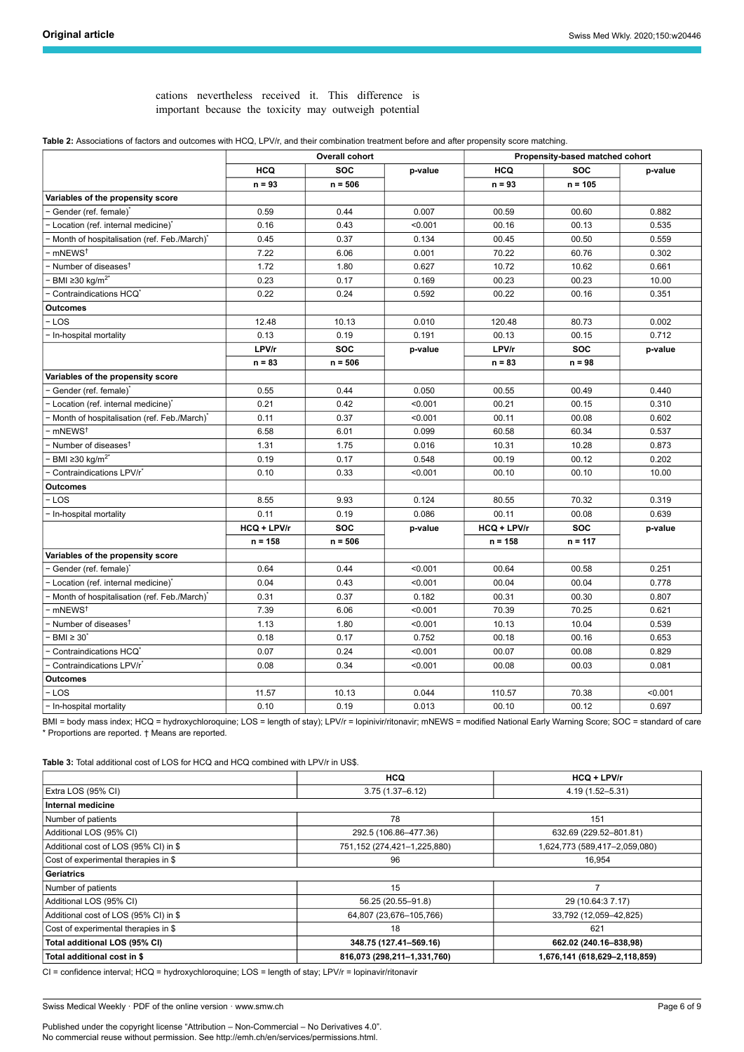cations nevertheless received it. This difference is important because the toxicity may outweigh potential

**Table 2:** Associations of factors and outcomes with HCQ, LPV/r, and their combination treatment before and after propensity score matching.

| | Overall cohort | | | Propensity-based matched cohort | | |
|---|---|---|---|---|---|---|
| | HCQ | SOC | p-value | HCQ | SOC | p-value |
| | n = 93 | n = 506 | | n = 93 | n = 105 | |
| **Variables of the propensity score** | | | | | | |
| – Gender (ref. female)* | 0.59 | 0.44 | 0.007 | 00.59 | 00.60 | 0.882 |
| – Location (ref. internal medicine)* | 0.16 | 0.43 | <0.001 | 00.16 | 00.13 | 0.535 |
| – Month of hospitalisation (ref. Feb./March)* | 0.45 | 0.37 | 0.134 | 00.45 | 00.50 | 0.559 |
| – mNEWS† | 7.22 | 6.06 | 0.001 | 70.22 | 60.76 | 0.302 |
| – Number of diseases† | 1.72 | 1.80 | 0.627 | 10.72 | 10.62 | 0.661 |
| – BMI ≥30 kg/m2* | 0.23 | 0.17 | 0.169 | 00.23 | 00.23 | 10.00 |
| – Contraindications HCQ* | 0.22 | 0.24 | 0.592 | 00.22 | 00.16 | 0.351 |
| **Outcomes** | | | | | | |
| – LOS | 12.48 | 10.13 | 0.010 | 120.48 | 80.73 | 0.002 |
| – In-hospital mortality | 0.13 | 0.19 | 0.191 | 00.13 | 00.15 | 0.712 |
| | LPV/r | SOC | p-value | LPV/r | SOC | p-value |
| | n = 83 | n = 506 | | n = 83 | n = 98 | |
| **Variables of the propensity score** | | | | | | |
| – Gender (ref. female)* | 0.55 | 0.44 | 0.050 | 00.55 | 00.49 | 0.440 |
| – Location (ref. internal medicine)* | 0.21 | 0.42 | <0.001 | 00.21 | 00.15 | 0.310 |
| – Month of hospitalisation (ref. Feb./March)* | 0.11 | 0.37 | <0.001 | 00.11 | 00.08 | 0.602 |
| – mNEWS† | 6.58 | 6.01 | 0.099 | 60.58 | 60.34 | 0.537 |
| – Number of diseases† | 1.31 | 1.75 | 0.016 | 10.31 | 10.28 | 0.873 |
| – BMI ≥30 kg/m2* | 0.19 | 0.17 | 0.548 | 00.19 | 00.12 | 0.202 |
| – Contraindications LPV/r* | 0.10 | 0.33 | <0.001 | 00.10 | 00.10 | 10.00 |
| **Outcomes** | | | | | | |
| – LOS | 8.55 | 9.93 | 0.124 | 80.55 | 70.32 | 0.319 |
| – In-hospital mortality | 0.11 | 0.19 | 0.086 | 00.11 | 00.08 | 0.639 |
| | HCQ + LPV/r | SOC | p-value | HCQ + LPV/r | SOC | p-value |
| | n = 158 | n = 506 | | n = 158 | n = 117 | |
| **Variables of the propensity score** | | | | | | |
| – Gender (ref. female)* | 0.64 | 0.44 | <0.001 | 00.64 | 00.58 | 0.251 |
| – Location (ref. internal medicine)* | 0.04 | 0.43 | <0.001 | 00.04 | 00.04 | 0.778 |
| – Month of hospitalisation (ref. Feb./March)* | 0.31 | 0.37 | 0.182 | 00.31 | 00.30 | 0.807 |
| – mNEWS† | 7.39 | 6.06 | <0.001 | 70.39 | 70.25 | 0.621 |
| – Number of diseases† | 1.13 | 1.80 | <0.001 | 10.13 | 10.04 | 0.539 |
| – BMI ≥ 30* | 0.18 | 0.17 | 0.752 | 00.18 | 00.16 | 0.653 |
| – Contraindications HCQ* | 0.07 | 0.24 | <0.001 | 00.07 | 00.08 | 0.829 |
| – Contraindications LPV/r* | 0.08 | 0.34 | <0.001 | 00.08 | 00.03 | 0.081 |
| **Outcomes** | | | | | | |
| – LOS | 11.57 | 10.13 | 0.044 | 110.57 | 70.38 | <0.001 |
| – In-hospital mortality | 0.10 | 0.19 | 0.013 | 00.10 | 00.12 | 0.697 |

BMI = body mass index; HCQ = hydroxychloroquine; LOS = length of stay); LPV/r = lopinivir/ritonavir; mNEWS = modified National Early Warning Score; SOC = standard of care
\* Proportions are reported. † Means are reported.

**Table 3:** Total additional cost of LOS for HCQ and HCQ combined with LPV/r in US$.

| | HCQ | HCQ + LPV/r |
|---|---|---|
| Extra LOS (95% CI) | 3.75 (1.37–6.12) | 4.19 (1.52–5.31) |
| **Internal medicine** | | |
| Number of patients | 78 | 151 |
| Additional LOS (95% CI) | 292.5 (106.86–477.36) | 632.69 (229.52–801.81) |
| Additional cost of LOS (95% CI) in $ | 751,152 (274,421–1,225,880) | 1,624,773 (589,417–2,059,080) |
| Cost of experimental therapies in $ | 96 | 16,954 |
| **Geriatrics** | | |
| Number of patients | 15 | 7 |
| Additional LOS (95% CI) | 56.25 (20.55–91.8) | 29 (10.64:3 7.17) |
| Additional cost of LOS (95% CI) in $ | 64,807 (23,676–105,766) | 33,792 (12,059–42,825) |
| Cost of experimental therapies in $ | 18 | 621 |
| **Total additional LOS (95% CI)** | **348.75 (127.41–569.16)** | **662.02 (240.16–838,98)** |
| **Total additional cost in $** | **816,073 (298,211–1,331,760)** | **1,676,141 (618,629–2,118,859)** |

CI = confidence interval; HCQ = hydroxychloroquine; LOS = length of stay; LPV/r = lopinavir/ritonavir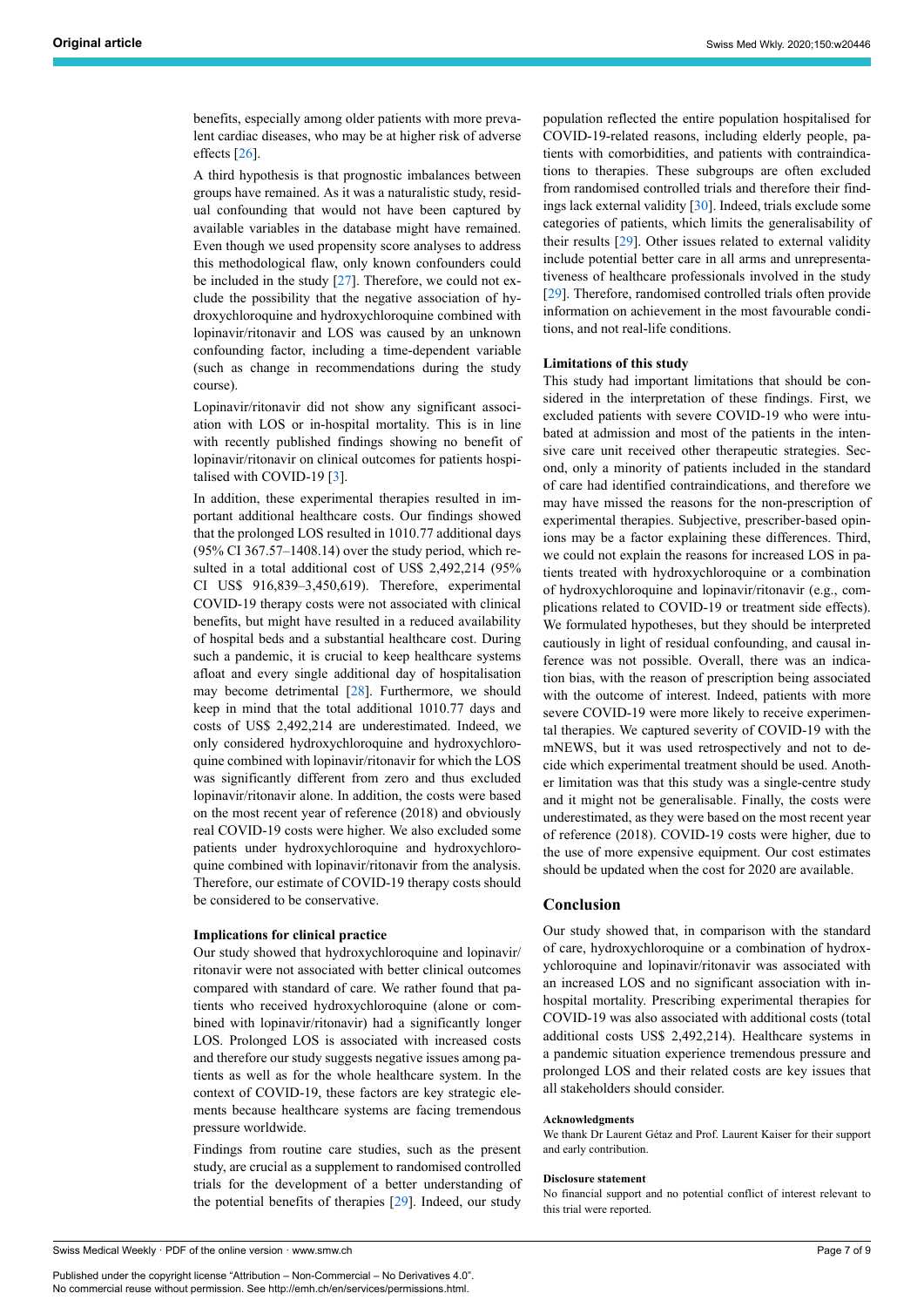benefits, especially among older patients with more prevalent cardiac diseases, who may be at higher risk of adverse effects [26].

A third hypothesis is that prognostic imbalances between groups have remained. As it was a naturalistic study, residual confounding that would not have been captured by available variables in the database might have remained. Even though we used propensity score analyses to address this methodological flaw, only known confounders could be included in the study [27]. Therefore, we could not exclude the possibility that the negative association of hydroxychloroquine and hydroxychloroquine combined with lopinavir/ritonavir and LOS was caused by an unknown confounding factor, including a time-dependent variable (such as change in recommendations during the study course).

Lopinavir/ritonavir did not show any significant association with LOS or in-hospital mortality. This is in line with recently published findings showing no benefit of lopinavir/ritonavir on clinical outcomes for patients hospitalised with COVID-19 [3].

In addition, these experimental therapies resulted in important additional healthcare costs. Our findings showed that the prolonged LOS resulted in 1010.77 additional days (95% CI 367.57–1408.14) over the study period, which resulted in a total additional cost of US$ 2,492,214 (95% CI US$ 916,839–3,450,619). Therefore, experimental COVID-19 therapy costs were not associated with clinical benefits, but might have resulted in a reduced availability of hospital beds and a substantial healthcare cost. During such a pandemic, it is crucial to keep healthcare systems afloat and every single additional day of hospitalisation may become detrimental [28]. Furthermore, we should keep in mind that the total additional 1010.77 days and costs of US$ 2,492,214 are underestimated. Indeed, we only considered hydroxychloroquine and hydroxychloroquine combined with lopinavir/ritonavir for which the LOS was significantly different from zero and thus excluded lopinavir/ritonavir alone. In addition, the costs were based on the most recent year of reference (2018) and obviously real COVID-19 costs were higher. We also excluded some patients under hydroxychloroquine and hydroxychloroquine combined with lopinavir/ritonavir from the analysis. Therefore, our estimate of COVID-19 therapy costs should be considered to be conservative.

### Implications for clinical practice

Our study showed that hydroxychloroquine and lopinavir/ritonavir were not associated with better clinical outcomes compared with standard of care. We rather found that patients who received hydroxychloroquine (alone or combined with lopinavir/ritonavir) had a significantly longer LOS. Prolonged LOS is associated with increased costs and therefore our study suggests negative issues among patients as well as for the whole healthcare system. In the context of COVID-19, these factors are key strategic elements because healthcare systems are facing tremendous pressure worldwide.

Findings from routine care studies, such as the present study, are crucial as a supplement to randomised controlled trials for the development of a better understanding of the potential benefits of therapies [29]. Indeed, our study population reflected the entire population hospitalised for COVID-19-related reasons, including elderly people, patients with comorbidities, and patients with contraindications to therapies. These subgroups are often excluded from randomised controlled trials and therefore their findings lack external validity [30]. Indeed, trials exclude some categories of patients, which limits the generalisability of their results [29]. Other issues related to external validity include potential better care in all arms and unrepresentativeness of healthcare professionals involved in the study [29]. Therefore, randomised controlled trials often provide information on achievement in the most favourable conditions, and not real-life conditions.

### Limitations of this study

This study had important limitations that should be considered in the interpretation of these findings. First, we excluded patients with severe COVID-19 who were intubated at admission and most of the patients in the intensive care unit received other therapeutic strategies. Second, only a minority of patients included in the standard of care had identified contraindications, and therefore we may have missed the reasons for the non-prescription of experimental therapies. Subjective, prescriber-based opinions may be a factor explaining these differences. Third, we could not explain the reasons for increased LOS in patients treated with hydroxychloroquine or a combination of hydroxychloroquine and lopinavir/ritonavir (e.g., complications related to COVID-19 or treatment side effects). We formulated hypotheses, but they should be interpreted cautiously in light of residual confounding, and causal inference was not possible. Overall, there was an indication bias, with the reason of prescription being associated with the outcome of interest. Indeed, patients with more severe COVID-19 were more likely to receive experimental therapies. We captured severity of COVID-19 with the mNEWS, but it was used retrospectively and not to decide which experimental treatment should be used. Another limitation was that this study was a single-centre study and it might not be generalisable. Finally, the costs were underestimated, as they were based on the most recent year of reference (2018). COVID-19 costs were higher, due to the use of more expensive equipment. Our cost estimates should be updated when the cost for 2020 are available.

## Conclusion

Our study showed that, in comparison with the standard of care, hydroxychloroquine or a combination of hydroxychloroquine and lopinavir/ritonavir was associated with an increased LOS and no significant association with in-hospital mortality. Prescribing experimental therapies for COVID-19 was also associated with additional costs (total additional costs US$ 2,492,214). Healthcare systems in a pandemic situation experience tremendous pressure and prolonged LOS and their related costs are key issues that all stakeholders should consider.

#### Acknowledgments

We thank Dr Laurent Gétaz and Prof. Laurent Kaiser for their support and early contribution.

#### Disclosure statement

No financial support and no potential conflict of interest relevant to this trial were reported.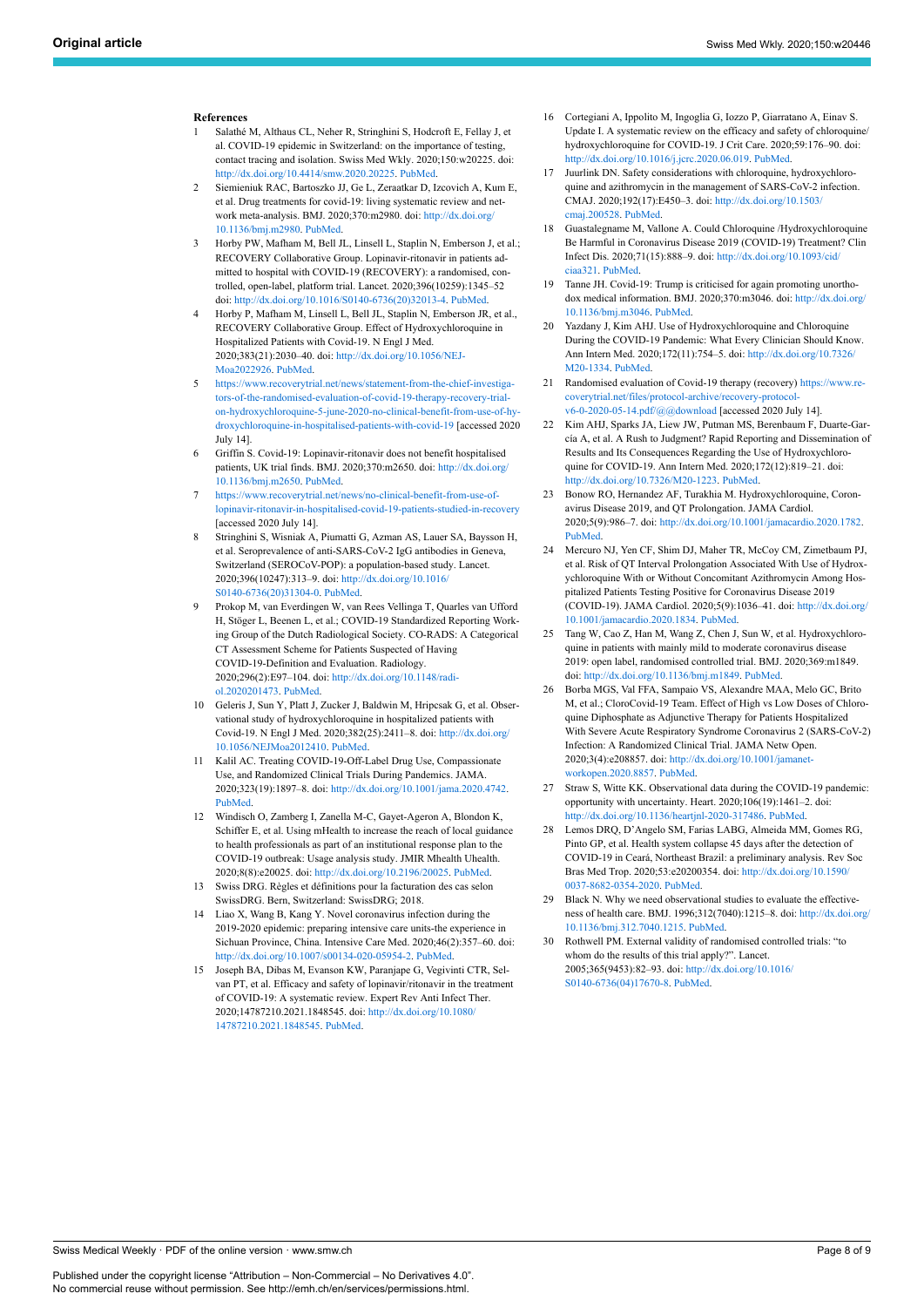## References

1. Salathé M, Althaus CL, Neher R, Stringhini S, Hodcroft E, Fellay J, et al. COVID-19 epidemic in Switzerland: on the importance of testing, contact tracing and isolation. Swiss Med Wkly. 2020;150:w20225. doi: http://dx.doi.org/10.4414/smw.2020.20225. PubMed.
2. Siemieniuk RAC, Bartoszko JJ, Ge L, Zeraatkar D, Izcovich A, Kum E, et al. Drug treatments for covid-19: living systematic review and network meta-analysis. BMJ. 2020;370:m2980. doi: http://dx.doi.org/10.1136/bmj.m2980. PubMed.
3. Horby PW, Mafham M, Bell JL, Linsell L, Staplin N, Emberson J, et al.; RECOVERY Collaborative Group. Lopinavir-ritonavir in patients admitted to hospital with COVID-19 (RECOVERY): a randomised, controlled, open-label, platform trial. Lancet. 2020;396(10259):1345–52 doi: http://dx.doi.org/10.1016/S0140-6736(20)32013-4. PubMed.
4. Horby P, Mafham M, Linsell L, Bell JL, Staplin N, Emberson JR, et al., RECOVERY Collaborative Group. Effect of Hydroxychloroquine in Hospitalized Patients with Covid-19. N Engl J Med. 2020;383(21):2030–40. doi: http://dx.doi.org/10.1056/NEJMoa2022926. PubMed.
5. https://www.recoverytrial.net/news/statement-from-the-chief-investigators-of-the-randomised-evaluation-of-covid-19-therapy-recovery-trial-on-hydroxychloroquine-5-june-2020-no-clinical-benefit-from-use-of-hydroxychloroquine-in-hospitalised-patients-with-covid-19 [accessed 2020 July 14].
6. Griffin S. Covid-19: Lopinavir-ritonavir does not benefit hospitalised patients, UK trial finds. BMJ. 2020;370:m2650. doi: http://dx.doi.org/10.1136/bmj.m2650. PubMed.
7. https://www.recoverytrial.net/news/no-clinical-benefit-from-use-of-lopinavir-ritonavir-in-hospitalised-covid-19-patients-studied-in-recovery [accessed 2020 July 14].
8. Stringhini S, Wisniak A, Piumatti G, Azman AS, Lauer SA, Baysson H, et al. Seroprevalence of anti-SARS-CoV-2 IgG antibodies in Geneva, Switzerland (SEROCoV-POP): a population-based study. Lancet. 2020;396(10247):313–9. doi: http://dx.doi.org/10.1016/S0140-6736(20)31304-0. PubMed.
9. Prokop M, van Everdingen W, van Rees Vellinga T, Quarles van Ufford H, Stöger L, Beenen L, et al.; COVID-19 Standardized Reporting Working Group of the Dutch Radiological Society. CO-RADS: A Categorical CT Assessment Scheme for Patients Suspected of Having COVID-19-Definition and Evaluation. Radiology. 2020;296(2):E97–104. doi: http://dx.doi.org/10.1148/radiol.2020201473. PubMed.
10. Geleris J, Sun Y, Platt J, Zucker J, Baldwin M, Hripcsak G, et al. Observational study of hydroxychloroquine in hospitalized patients with Covid-19. N Engl J Med. 2020;382(25):2411–8. doi: http://dx.doi.org/10.1056/NEJMoa2012410. PubMed.
11. Kalil AC. Treating COVID-19-Off-Label Drug Use, Compassionate Use, and Randomized Clinical Trials During Pandemics. JAMA. 2020;323(19):1897–8. doi: http://dx.doi.org/10.1001/jama.2020.4742. PubMed.
12. Windisch O, Zamberg I, Zanella M-C, Gayet-Ageron A, Blondon K, Schiffer E, et al. Using mHealth to increase the reach of local guidance to health professionals as part of an institutional response plan to the COVID-19 outbreak: Usage analysis study. JMIR Mhealth Uhealth. 2020;8(8):e20025. doi: http://dx.doi.org/10.2196/20025. PubMed.
13. Swiss DRG. Règles et définitions pour la facturation des cas selon SwissDRG. Bern, Switzerland: SwissDRG; 2018.
14. Liao X, Wang B, Kang Y. Novel coronavirus infection during the 2019-2020 epidemic: preparing intensive care units-the experience in Sichuan Province, China. Intensive Care Med. 2020;46(2):357–60. doi: http://dx.doi.org/10.1007/s00134-020-05954-2. PubMed.
15. Joseph BA, Dibas M, Evanson KW, Paranjape G, Vegivinti CTR, Selvan PT, et al. Efficacy and safety of lopinavir/ritonavir in the treatment of COVID-19: A systematic review. Expert Rev Anti Infect Ther. 2020;14787210.2021.1848545. doi: http://dx.doi.org/10.1080/14787210.2021.1848545. PubMed.
16. Cortegiani A, Ippolito M, Ingoglia G, Iozzo P, Giarratano A, Einav S. Update I. A systematic review on the efficacy and safety of chloroquine/hydroxychloroquine for COVID-19. J Crit Care. 2020;59:176–90. doi: http://dx.doi.org/10.1016/j.jcrc.2020.06.019. PubMed.
17. Juurlink DN. Safety considerations with chloroquine, hydroxychloroquine and azithromycin in the management of SARS-CoV-2 infection. CMAJ. 2020;192(17):E450–3. doi: http://dx.doi.org/10.1503/cmaj.200528. PubMed.
18. Guastalegname M, Vallone A. Could Chloroquine /Hydroxychloroquine Be Harmful in Coronavirus Disease 2019 (COVID-19) Treatment? Clin Infect Dis. 2020;71(15):888–9. doi: http://dx.doi.org/10.1093/cid/ciaa321. PubMed.
19. Tanne JH. Covid-19: Trump is criticised for again promoting unorthodox medical information. BMJ. 2020;370:m3046. doi: http://dx.doi.org/10.1136/bmj.m3046. PubMed.
20. Yazdany J, Kim AHJ. Use of Hydroxychloroquine and Chloroquine During the COVID-19 Pandemic: What Every Clinician Should Know. Ann Intern Med. 2020;172(11):754–5. doi: http://dx.doi.org/10.7326/M20-1334. PubMed.
21. Randomised evaluation of Covid-19 therapy (recovery) https://www.recoverytrial.net/files/protocol-archive/recovery-protocol-v6-0-2020-05-14.pdf/@@download [accessed 2020 July 14].
22. Kim AHJ, Sparks JA, Liew JW, Putman MS, Berenbaum F, Duarte-García A, et al. A Rush to Judgment? Rapid Reporting and Dissemination of Results and Its Consequences Regarding the Use of Hydroxychloroquine for COVID-19. Ann Intern Med. 2020;172(12):819–21. doi: http://dx.doi.org/10.7326/M20-1223. PubMed.
23. Bonow RO, Hernandez AF, Turakhia M. Hydroxychloroquine, Coronavirus Disease 2019, and QT Prolongation. JAMA Cardiol. 2020;5(9):986–7. doi: http://dx.doi.org/10.1001/jamacardio.2020.1782. PubMed.
24. Mercuro NJ, Yen CF, Shim DJ, Maher TR, McCoy CM, Zimetbaum PJ, et al. Risk of QT Interval Prolongation Associated With Use of Hydroxychloroquine With or Without Concomitant Azithromycin Among Hospitalized Patients Testing Positive for Coronavirus Disease 2019 (COVID-19). JAMA Cardiol. 2020;5(9):1036–41. doi: http://dx.doi.org/10.1001/jamacardio.2020.1834. PubMed.
25. Tang W, Cao Z, Han M, Wang Z, Chen J, Sun W, et al. Hydroxychloroquine in patients with mainly mild to moderate coronavirus disease 2019: open label, randomised controlled trial. BMJ. 2020;369:m1849. doi: http://dx.doi.org/10.1136/bmj.m1849. PubMed.
26. Borba MGS, Val FFA, Sampaio VS, Alexandre MAA, Melo GC, Brito M, et al.; CloroCovid-19 Team. Effect of High vs Low Doses of Chloroquine Diphosphate as Adjunctive Therapy for Patients Hospitalized With Severe Acute Respiratory Syndrome Coronavirus 2 (SARS-CoV-2) Infection: A Randomized Clinical Trial. JAMA Netw Open. 2020;3(4):e208857. doi: http://dx.doi.org/10.1001/jamanetworkopen.2020.8857. PubMed.
27. Straw S, Witte KK. Observational data during the COVID-19 pandemic: opportunity with uncertainty. Heart. 2020;106(19):1461–2. doi: http://dx.doi.org/10.1136/heartjnl-2020-317486. PubMed.
28. Lemos DRQ, D'Angelo SM, Farias LABG, Almeida MM, Gomes RG, Pinto GP, et al. Health system collapse 45 days after the detection of COVID-19 in Ceará, Northeast Brazil: a preliminary analysis. Rev Soc Bras Med Trop. 2020;53:e20200354. doi: http://dx.doi.org/10.1590/0037-8682-0354-2020. PubMed.
29. Black N. Why we need observational studies to evaluate the effectiveness of health care. BMJ. 1996;312(7040):1215–8. doi: http://dx.doi.org/10.1136/bmj.312.7040.1215. PubMed.
30. Rothwell PM. External validity of randomised controlled trials: "to whom do the results of this trial apply?". Lancet. 2005;365(9453):82–93. doi: http://dx.doi.org/10.1016/S0140-6736(04)17670-8. PubMed.

Published under the copyright license "Attribution – Non-Commercial – No Derivatives 4.0". No commercial reuse without permission. See http://emh.ch/en/services/permissions.html.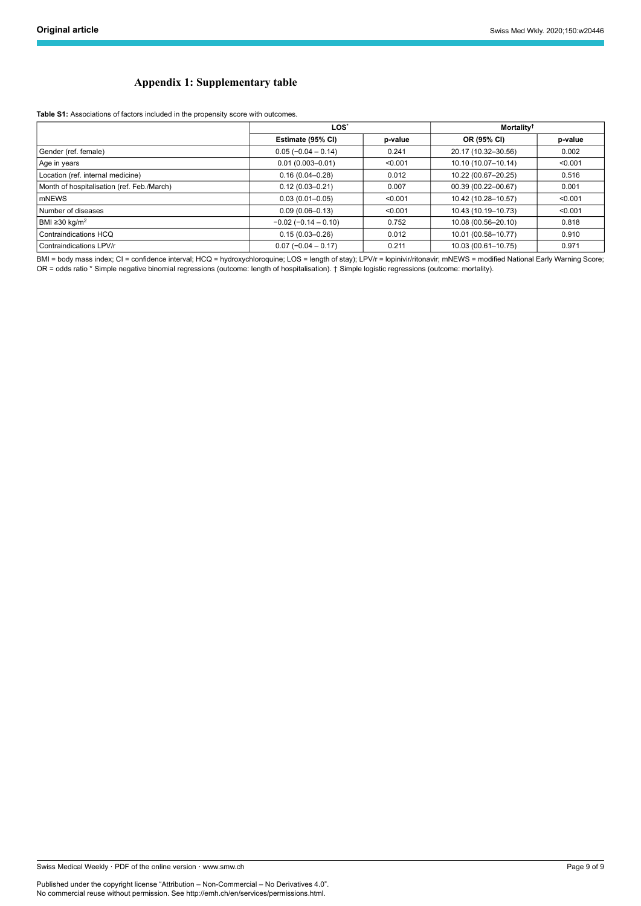## Appendix 1: Supplementary table

**Table S1:** Associations of factors included in the propensity score with outcomes.

| | LOS* | | Mortality† | |
|---|---|---|---|---|
| | Estimate (95% CI) | p-value | OR (95% CI) | p-value |
| Gender (ref. female) | 0.05 (−0.04 – 0.14) | 0.241 | 20.17 (10.32–30.56) | 0.002 |
| Age in years | 0.01 (0.003–0.01) | <0.001 | 10.10 (10.07–10.14) | <0.001 |
| Location (ref. internal medicine) | 0.16 (0.04–0.28) | 0.012 | 10.22 (00.67–20.25) | 0.516 |
| Month of hospitalisation (ref. Feb./March) | 0.12 (0.03–0.21) | 0.007 | 00.39 (00.22–00.67) | 0.001 |
| mNEWS | 0.03 (0.01–0.05) | <0.001 | 10.42 (10.28–10.57) | <0.001 |
| Number of diseases | 0.09 (0.06–0.13) | <0.001 | 10.43 (10.19–10.73) | <0.001 |
| BMI ≥30 kg/m$^2$ | −0.02 (−0.14 – 0.10) | 0.752 | 10.08 (00.56–20.10) | 0.818 |
| Contraindications HCQ | 0.15 (0.03–0.26) | 0.012 | 10.01 (00.58–10.77) | 0.910 |
| Contraindications LPV/r | 0.07 (−0.04 – 0.17) | 0.211 | 10.03 (00.61–10.75) | 0.971 |

BMI = body mass index; CI = confidence interval; HCQ = hydroxychloroquine; LOS = length of stay); LPV/r = lopinivir/ritonavir; mNEWS = modified National Early Warning Score; OR = odds ratio * Simple negative binomial regressions (outcome: length of hospitalisation). † Simple logistic regressions (outcome: mortality).